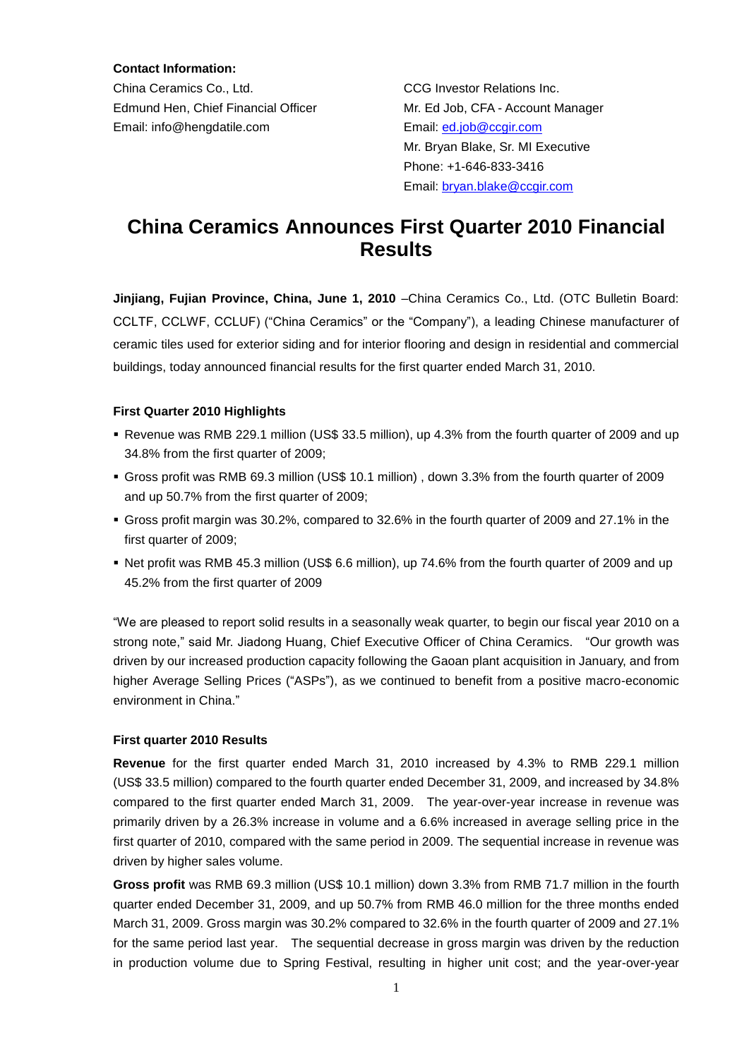**Contact Information:**

China Ceramics Co., Ltd.
Edmund Hen, Chief Financial Officer
Email: info@hengdatile.com

CCG Investor Relations Inc.
Mr. Ed Job, CFA - Account Manager
Email: [ed.job@ccgir.com](mailto:ed.job@ccgir.com)
Mr. Bryan Blake, Sr. MI Executive
Phone: +1-646-833-3416
Email: [bryan.blake@ccgir.com](mailto:bryan.blake@ccgir.com)

# China Ceramics Announces First Quarter 2010 Financial Results

**Jinjiang, Fujian Province, China, June 1, 2010** –China Ceramics Co., Ltd. (OTC Bulletin Board: CCLTF, CCLWF, CCLUF) ("China Ceramics" or the "Company"), a leading Chinese manufacturer of ceramic tiles used for exterior siding and for interior flooring and design in residential and commercial buildings, today announced financial results for the first quarter ended March 31, 2010.

**First Quarter 2010 Highlights**

- Revenue was RMB 229.1 million (US$ 33.5 million), up 4.3% from the fourth quarter of 2009 and up 34.8% from the first quarter of 2009;
- Gross profit was RMB 69.3 million (US$ 10.1 million) , down 3.3% from the fourth quarter of 2009 and up 50.7% from the first quarter of 2009;
- Gross profit margin was 30.2%, compared to 32.6% in the fourth quarter of 2009 and 27.1% in the first quarter of 2009;
- Net profit was RMB 45.3 million (US$ 6.6 million), up 74.6% from the fourth quarter of 2009 and up 45.2% from the first quarter of 2009

"We are pleased to report solid results in a seasonally weak quarter, to begin our fiscal year 2010 on a strong note," said Mr. Jiadong Huang, Chief Executive Officer of China Ceramics. "Our growth was driven by our increased production capacity following the Gaoan plant acquisition in January, and from higher Average Selling Prices ("ASPs"), as we continued to benefit from a positive macro-economic environment in China."

**First quarter 2010 Results**

**Revenue** for the first quarter ended March 31, 2010 increased by 4.3% to RMB 229.1 million (US$ 33.5 million) compared to the fourth quarter ended December 31, 2009, and increased by 34.8% compared to the first quarter ended March 31, 2009. The year-over-year increase in revenue was primarily driven by a 26.3% increase in volume and a 6.6% increased in average selling price in the first quarter of 2010, compared with the same period in 2009. The sequential increase in revenue was driven by higher sales volume.

**Gross profit** was RMB 69.3 million (US$ 10.1 million) down 3.3% from RMB 71.7 million in the fourth quarter ended December 31, 2009, and up 50.7% from RMB 46.0 million for the three months ended March 31, 2009. Gross margin was 30.2% compared to 32.6% in the fourth quarter of 2009 and 27.1% for the same period last year. The sequential decrease in gross margin was driven by the reduction in production volume due to Spring Festival, resulting in higher unit cost; and the year-over-year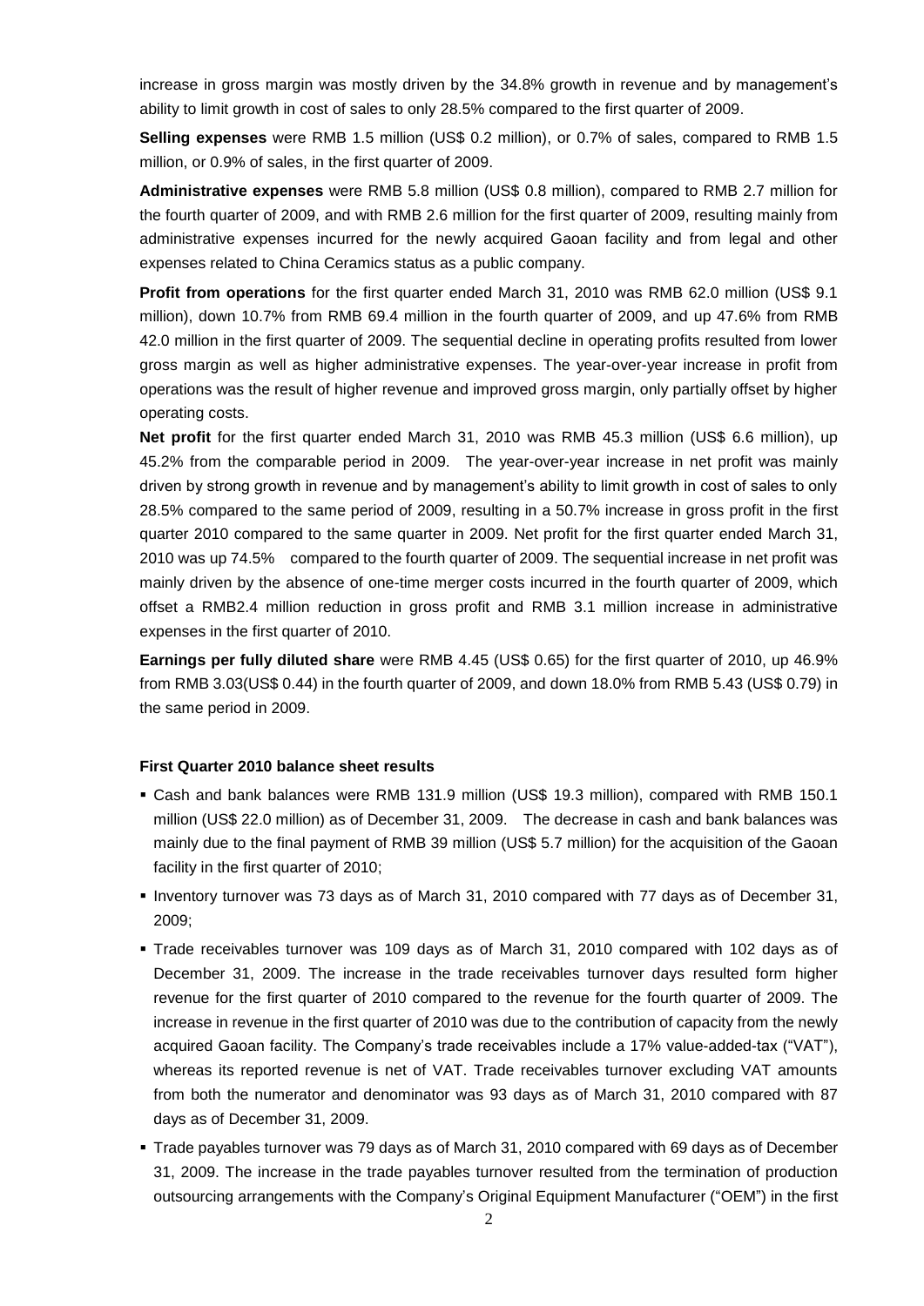increase in gross margin was mostly driven by the 34.8% growth in revenue and by management's ability to limit growth in cost of sales to only 28.5% compared to the first quarter of 2009.

**Selling expenses** were RMB 1.5 million (US$ 0.2 million), or 0.7% of sales, compared to RMB 1.5 million, or 0.9% of sales, in the first quarter of 2009.

**Administrative expenses** were RMB 5.8 million (US$ 0.8 million), compared to RMB 2.7 million for the fourth quarter of 2009, and with RMB 2.6 million for the first quarter of 2009, resulting mainly from administrative expenses incurred for the newly acquired Gaoan facility and from legal and other expenses related to China Ceramics status as a public company.

**Profit from operations** for the first quarter ended March 31, 2010 was RMB 62.0 million (US$ 9.1 million), down 10.7% from RMB 69.4 million in the fourth quarter of 2009, and up 47.6% from RMB 42.0 million in the first quarter of 2009. The sequential decline in operating profits resulted from lower gross margin as well as higher administrative expenses. The year-over-year increase in profit from operations was the result of higher revenue and improved gross margin, only partially offset by higher operating costs.

**Net profit** for the first quarter ended March 31, 2010 was RMB 45.3 million (US$ 6.6 million), up 45.2% from the comparable period in 2009. The year-over-year increase in net profit was mainly driven by strong growth in revenue and by management's ability to limit growth in cost of sales to only 28.5% compared to the same period of 2009, resulting in a 50.7% increase in gross profit in the first quarter 2010 compared to the same quarter in 2009. Net profit for the first quarter ended March 31, 2010 was up 74.5% compared to the fourth quarter of 2009. The sequential increase in net profit was mainly driven by the absence of one-time merger costs incurred in the fourth quarter of 2009, which offset a RMB2.4 million reduction in gross profit and RMB 3.1 million increase in administrative expenses in the first quarter of 2010.

**Earnings per fully diluted share** were RMB 4.45 (US$ 0.65) for the first quarter of 2010, up 46.9% from RMB 3.03(US$ 0.44) in the fourth quarter of 2009, and down 18.0% from RMB 5.43 (US$ 0.79) in the same period in 2009.

**First Quarter 2010 balance sheet results**

- Cash and bank balances were RMB 131.9 million (US$ 19.3 million), compared with RMB 150.1 million (US$ 22.0 million) as of December 31, 2009. The decrease in cash and bank balances was mainly due to the final payment of RMB 39 million (US$ 5.7 million) for the acquisition of the Gaoan facility in the first quarter of 2010;
- Inventory turnover was 73 days as of March 31, 2010 compared with 77 days as of December 31, 2009;
- Trade receivables turnover was 109 days as of March 31, 2010 compared with 102 days as of December 31, 2009. The increase in the trade receivables turnover days resulted form higher revenue for the first quarter of 2010 compared to the revenue for the fourth quarter of 2009. The increase in revenue in the first quarter of 2010 was due to the contribution of capacity from the newly acquired Gaoan facility. The Company's trade receivables include a 17% value-added-tax ("VAT"), whereas its reported revenue is net of VAT. Trade receivables turnover excluding VAT amounts from both the numerator and denominator was 93 days as of March 31, 2010 compared with 87 days as of December 31, 2009.
- Trade payables turnover was 79 days as of March 31, 2010 compared with 69 days as of December 31, 2009. The increase in the trade payables turnover resulted from the termination of production outsourcing arrangements with the Company's Original Equipment Manufacturer ("OEM") in the first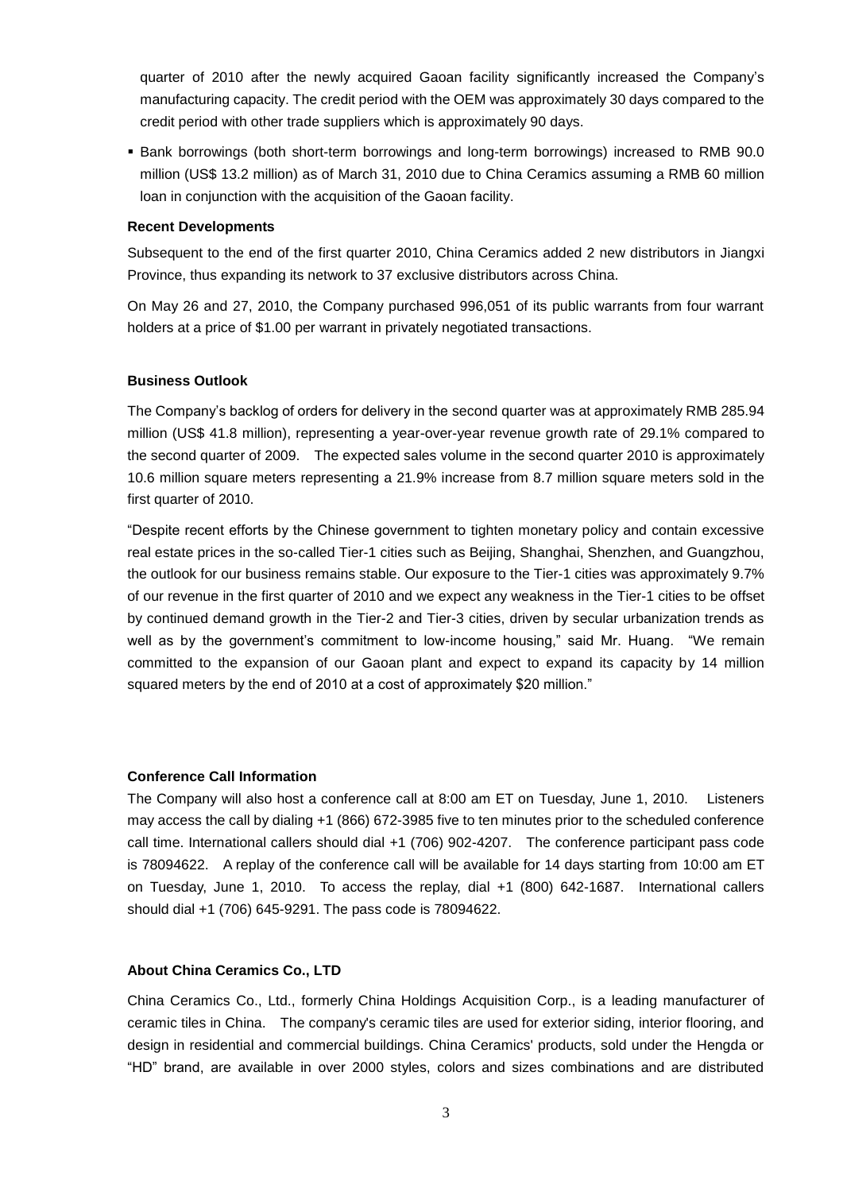quarter of 2010 after the newly acquired Gaoan facility significantly increased the Company's manufacturing capacity. The credit period with the OEM was approximately 30 days compared to the credit period with other trade suppliers which is approximately 90 days.

- Bank borrowings (both short-term borrowings and long-term borrowings) increased to RMB 90.0 million (US$ 13.2 million) as of March 31, 2010 due to China Ceramics assuming a RMB 60 million loan in conjunction with the acquisition of the Gaoan facility.

**Recent Developments**

Subsequent to the end of the first quarter 2010, China Ceramics added 2 new distributors in Jiangxi Province, thus expanding its network to 37 exclusive distributors across China.

On May 26 and 27, 2010, the Company purchased 996,051 of its public warrants from four warrant holders at a price of $1.00 per warrant in privately negotiated transactions.

**Business Outlook**

The Company's backlog of orders for delivery in the second quarter was at approximately RMB 285.94 million (US$ 41.8 million), representing a year-over-year revenue growth rate of 29.1% compared to the second quarter of 2009. The expected sales volume in the second quarter 2010 is approximately 10.6 million square meters representing a 21.9% increase from 8.7 million square meters sold in the first quarter of 2010.

"Despite recent efforts by the Chinese government to tighten monetary policy and contain excessive real estate prices in the so-called Tier-1 cities such as Beijing, Shanghai, Shenzhen, and Guangzhou, the outlook for our business remains stable. Our exposure to the Tier-1 cities was approximately 9.7% of our revenue in the first quarter of 2010 and we expect any weakness in the Tier-1 cities to be offset by continued demand growth in the Tier-2 and Tier-3 cities, driven by secular urbanization trends as well as by the government's commitment to low-income housing," said Mr. Huang. "We remain committed to the expansion of our Gaoan plant and expect to expand its capacity by 14 million squared meters by the end of 2010 at a cost of approximately $20 million."

**Conference Call Information**

The Company will also host a conference call at 8:00 am ET on Tuesday, June 1, 2010. Listeners may access the call by dialing +1 (866) 672-3985 five to ten minutes prior to the scheduled conference call time. International callers should dial +1 (706) 902-4207. The conference participant pass code is 78094622. A replay of the conference call will be available for 14 days starting from 10:00 am ET on Tuesday, June 1, 2010. To access the replay, dial +1 (800) 642-1687. International callers should dial +1 (706) 645-9291. The pass code is 78094622.

**About China Ceramics Co., LTD**

China Ceramics Co., Ltd., formerly China Holdings Acquisition Corp., is a leading manufacturer of ceramic tiles in China. The company's ceramic tiles are used for exterior siding, interior flooring, and design in residential and commercial buildings. China Ceramics' products, sold under the Hengda or "HD" brand, are available in over 2000 styles, colors and sizes combinations and are distributed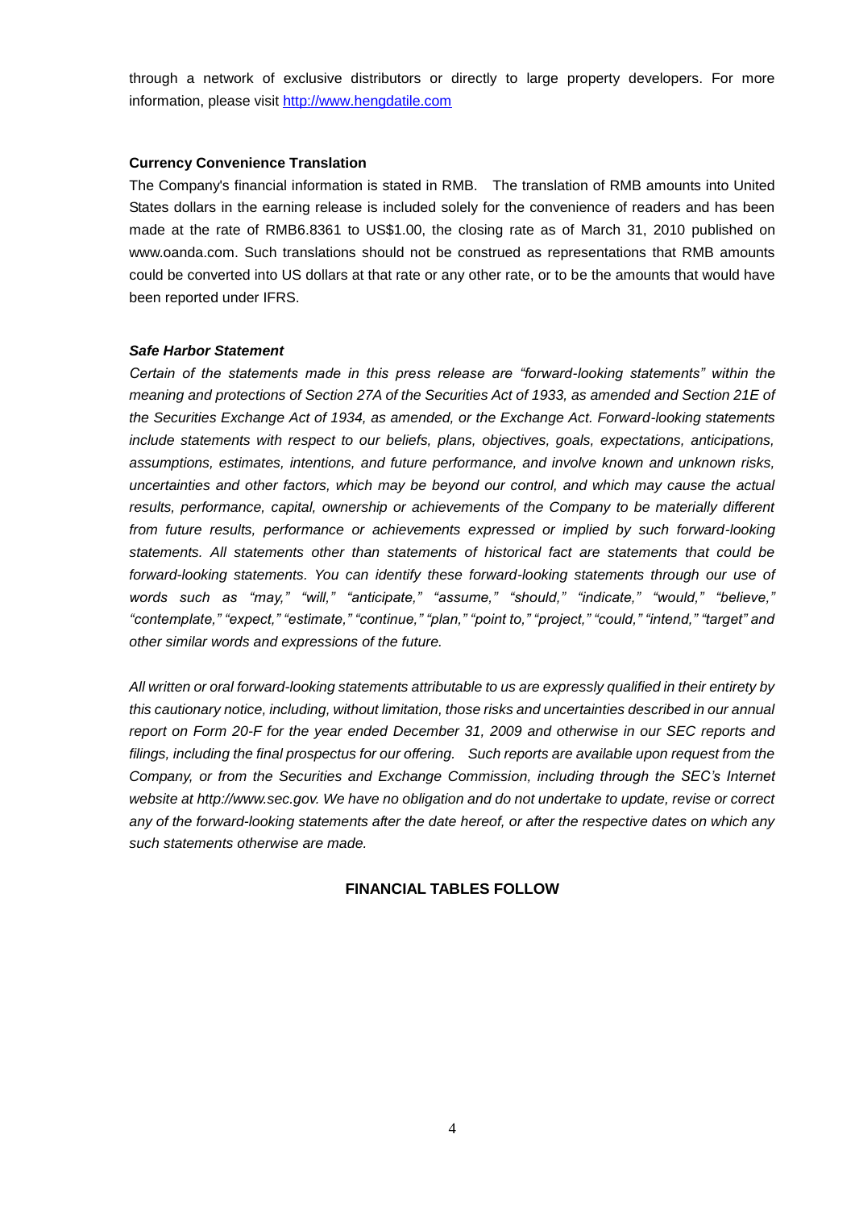through a network of exclusive distributors or directly to large property developers. For more information, please visit [http://www.hengdatile.com](http://www.hengdatile.com)

**Currency Convenience Translation**

The Company's financial information is stated in RMB. The translation of RMB amounts into United States dollars in the earning release is included solely for the convenience of readers and has been made at the rate of RMB6.8361 to US$1.00, the closing rate as of March 31, 2010 published on www.oanda.com. Such translations should not be construed as representations that RMB amounts could be converted into US dollars at that rate or any other rate, or to be the amounts that would have been reported under IFRS.

***Safe Harbor Statement***

*Certain of the statements made in this press release are "forward-looking statements" within the meaning and protections of Section 27A of the Securities Act of 1933, as amended and Section 21E of the Securities Exchange Act of 1934, as amended, or the Exchange Act. Forward-looking statements include statements with respect to our beliefs, plans, objectives, goals, expectations, anticipations, assumptions, estimates, intentions, and future performance, and involve known and unknown risks, uncertainties and other factors, which may be beyond our control, and which may cause the actual results, performance, capital, ownership or achievements of the Company to be materially different from future results, performance or achievements expressed or implied by such forward-looking statements. All statements other than statements of historical fact are statements that could be forward-looking statements. You can identify these forward-looking statements through our use of words such as "may," "will," "anticipate," "assume," "should," "indicate," "would," "believe," "contemplate," "expect," "estimate," "continue," "plan," "point to," "project," "could," "intend," "target" and other similar words and expressions of the future.*

*All written or oral forward-looking statements attributable to us are expressly qualified in their entirety by this cautionary notice, including, without limitation, those risks and uncertainties described in our annual report on Form 20-F for the year ended December 31, 2009 and otherwise in our SEC reports and filings, including the final prospectus for our offering. Such reports are available upon request from the Company, or from the Securities and Exchange Commission, including through the SEC's Internet website at http://www.sec.gov. We have no obligation and do not undertake to update, revise or correct any of the forward-looking statements after the date hereof, or after the respective dates on which any such statements otherwise are made.*

**FINANCIAL TABLES FOLLOW**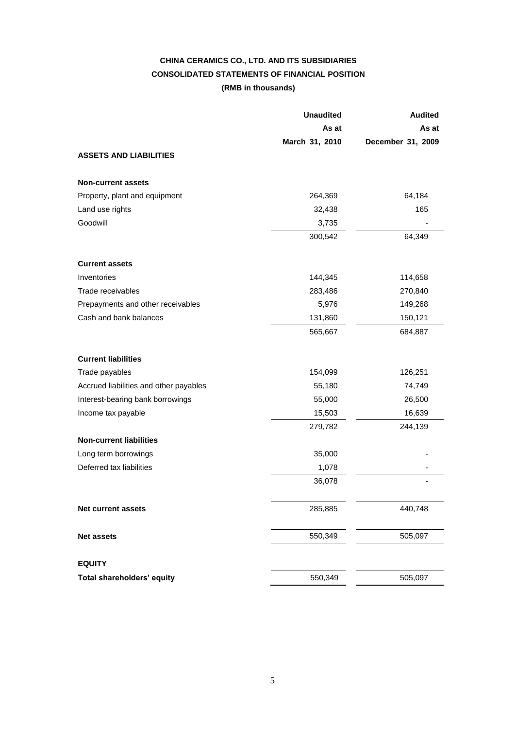**CHINA CERAMICS CO., LTD. AND ITS SUBSIDIARIES**

**CONSOLIDATED STATEMENTS OF FINANCIAL POSITION**

**(RMB in thousands)**

| | **Unaudited As at March 31, 2010** | **Audited As at December 31, 2009** |
|---|---|---|
| **ASSETS AND LIABILITIES** | | |
| | | |
| **Non-current assets** | | |
| Property, plant and equipment | 264,369 | 64,184 |
| Land use rights | 32,438 | 165 |
| Goodwill | 3,735 | - |
| | 300,542 | 64,349 |
| | | |
| **Current assets** | | |
| Inventories | 144,345 | 114,658 |
| Trade receivables | 283,486 | 270,840 |
| Prepayments and other receivables | 5,976 | 149,268 |
| Cash and bank balances | 131,860 | 150,121 |
| | 565,667 | 684,887 |
| | | |
| **Current liabilities** | | |
| Trade payables | 154,099 | 126,251 |
| Accrued liabilities and other payables | 55,180 | 74,749 |
| Interest-bearing bank borrowings | 55,000 | 26,500 |
| Income tax payable | 15,503 | 16,639 |
| | 279,782 | 244,139 |
| **Non-current liabilities** | | |
| Long term borrowings | 35,000 | - |
| Deferred tax liabilities | 1,078 | - |
| | 36,078 | - |
| | | |
| **Net current assets** | 285,885 | 440,748 |
| | | |
| **Net assets** | 550,349 | 505,097 |
| | | |
| **EQUITY** | | |
| **Total shareholders' equity** | 550,349 | 505,097 |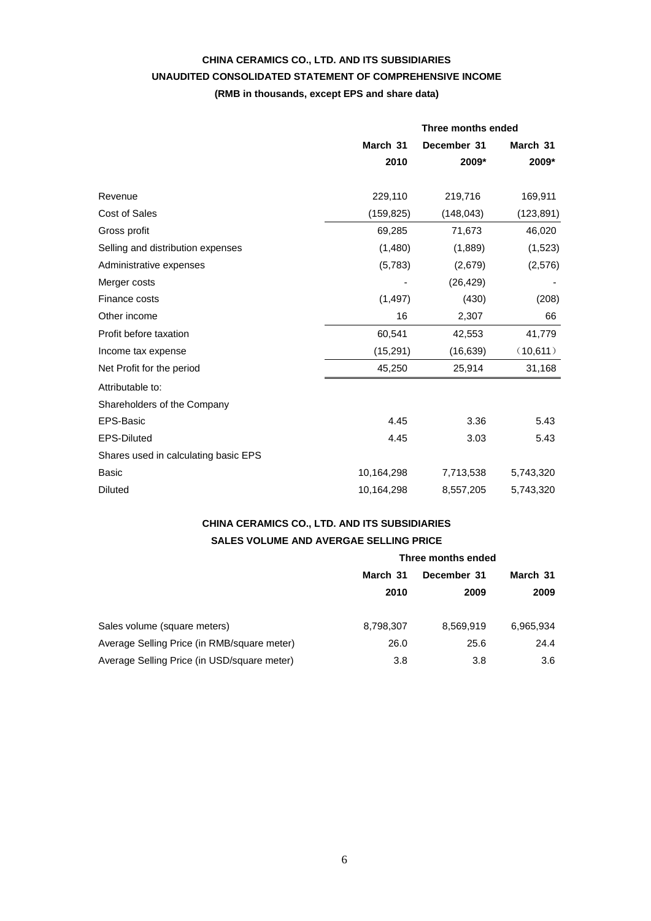**CHINA CERAMICS CO., LTD. AND ITS SUBSIDIARIES**

**UNAUDITED CONSOLIDATED STATEMENT OF COMPREHENSIVE INCOME**

**(RMB in thousands, except EPS and share data)**

| | Three months ended | | |
|---|---|---|---|
| | **March 31 2010** | **December 31 2009*** | **March 31 2009*** |
| Revenue | 229,110 | 219,716 | 169,911 |
| Cost of Sales | (159,825) | (148,043) | (123,891) |
| Gross profit | 69,285 | 71,673 | 46,020 |
| Selling and distribution expenses | (1,480) | (1,889) | (1,523) |
| Administrative expenses | (5,783) | (2,679) | (2,576) |
| Merger costs | - | (26,429) | - |
| Finance costs | (1,497) | (430) | (208) |
| Other income | 16 | 2,307 | 66 |
| Profit before taxation | 60,541 | 42,553 | 41,779 |
| Income tax expense | (15,291) | (16,639) | （10,611） |
| Net Profit for the period | 45,250 | 25,914 | 31,168 |
| Attributable to: | | | |
| Shareholders of the Company | | | |
| EPS-Basic | 4.45 | 3.36 | 5.43 |
| EPS-Diluted | 4.45 | 3.03 | 5.43 |
| Shares used in calculating basic EPS | | | |
| Basic | 10,164,298 | 7,713,538 | 5,743,320 |
| Diluted | 10,164,298 | 8,557,205 | 5,743,320 |

**CHINA CERAMICS CO., LTD. AND ITS SUBSIDIARIES**

**SALES VOLUME AND AVERGAE SELLING PRICE**

| | Three months ended | | |
|---|---|---|---|
| | **March 31 2010** | **December 31 2009** | **March 31 2009** |
| Sales volume (square meters) | 8,798,307 | 8,569,919 | 6,965,934 |
| Average Selling Price (in RMB/square meter) | 26.0 | 25.6 | 24.4 |
| Average Selling Price (in USD/square meter) | 3.8 | 3.8 | 3.6 |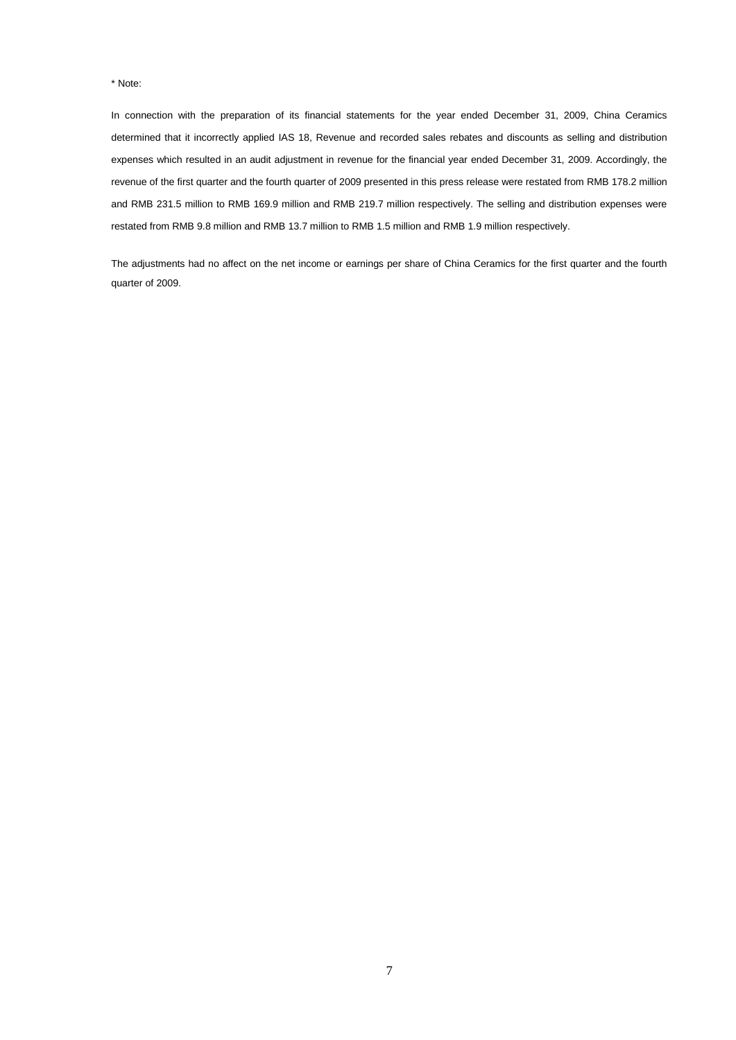* Note:

In connection with the preparation of its financial statements for the year ended December 31, 2009, China Ceramics determined that it incorrectly applied IAS 18, Revenue and recorded sales rebates and discounts as selling and distribution expenses which resulted in an audit adjustment in revenue for the financial year ended December 31, 2009. Accordingly, the revenue of the first quarter and the fourth quarter of 2009 presented in this press release were restated from RMB 178.2 million and RMB 231.5 million to RMB 169.9 million and RMB 219.7 million respectively. The selling and distribution expenses were restated from RMB 9.8 million and RMB 13.7 million to RMB 1.5 million and RMB 1.9 million respectively.

The adjustments had no affect on the net income or earnings per share of China Ceramics for the first quarter and the fourth quarter of 2009.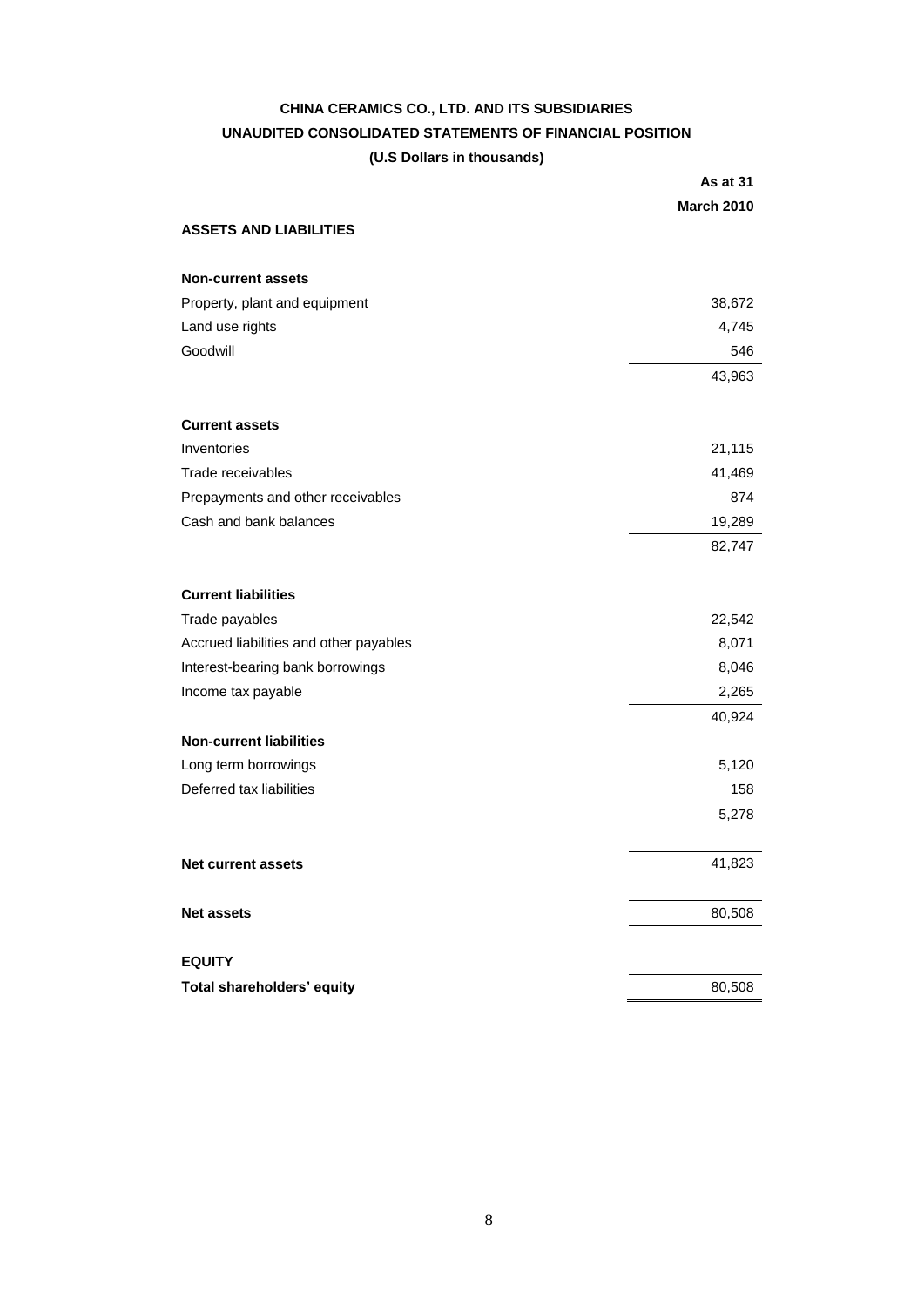# CHINA CERAMICS CO., LTD. AND ITS SUBSIDIARIES

## UNAUDITED CONSOLIDATED STATEMENTS OF FINANCIAL POSITION

**(U.S Dollars in thousands)**

| | **As at 31 March 2010** |
|---|---|
| **ASSETS AND LIABILITIES** | |
| | |
| **Non-current assets** | |
| Property, plant and equipment | 38,672 |
| Land use rights | 4,745 |
| Goodwill | 546 |
| | 43,963 |
| | |
| **Current assets** | |
| Inventories | 21,115 |
| Trade receivables | 41,469 |
| Prepayments and other receivables | 874 |
| Cash and bank balances | 19,289 |
| | 82,747 |
| | |
| **Current liabilities** | |
| Trade payables | 22,542 |
| Accrued liabilities and other payables | 8,071 |
| Interest-bearing bank borrowings | 8,046 |
| Income tax payable | 2,265 |
| | 40,924 |
| **Non-current liabilities** | |
| Long term borrowings | 5,120 |
| Deferred tax liabilities | 158 |
| | 5,278 |
| | |
| **Net current assets** | 41,823 |
| | |
| **Net assets** | 80,508 |
| | |
| **EQUITY** | |
| **Total shareholders' equity** | 80,508 |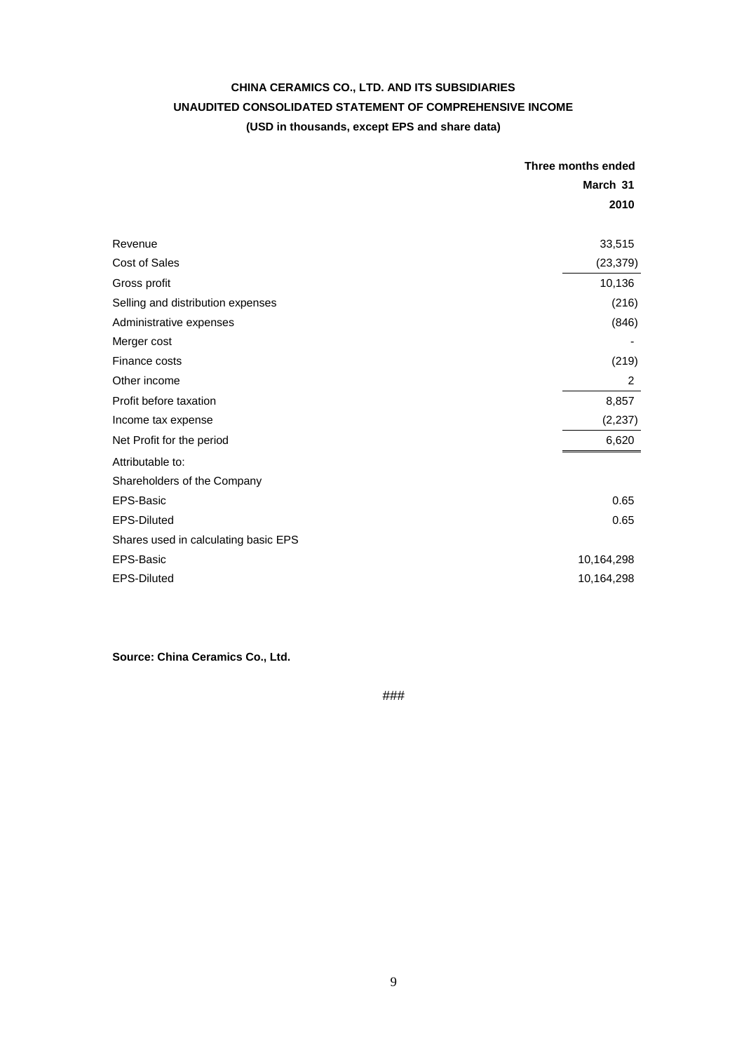**CHINA CERAMICS CO., LTD. AND ITS SUBSIDIARIES**

**UNAUDITED CONSOLIDATED STATEMENT OF COMPREHENSIVE INCOME**

**(USD in thousands, except EPS and share data)**

| | Three months ended March 31 2010 |
|---|---|
| Revenue | 33,515 |
| Cost of Sales | (23,379) |
| Gross profit | 10,136 |
| Selling and distribution expenses | (216) |
| Administrative expenses | (846) |
| Merger cost | - |
| Finance costs | (219) |
| Other income | 2 |
| Profit before taxation | 8,857 |
| Income tax expense | (2,237) |
| Net Profit for the period | 6,620 |
| Attributable to: | |
| Shareholders of the Company | |
| EPS-Basic | 0.65 |
| EPS-Diluted | 0.65 |
| Shares used in calculating basic EPS | |
| EPS-Basic | 10,164,298 |
| EPS-Diluted | 10,164,298 |

**Source: China Ceramics Co., Ltd.**

###